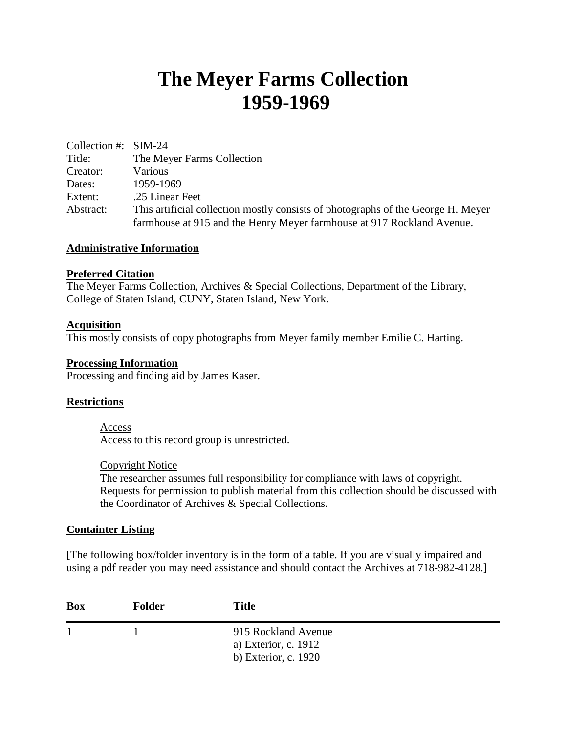# The Meyer Farms Collection 1959-1969

| | |
|---|---|
| Collection #: | SIM-24 |
| Title: | The Meyer Farms Collection |
| Creator: | Various |
| Dates: | 1959-1969 |
| Extent: | .25 Linear Feet |
| Abstract: | This artificial collection mostly consists of photographs of the George H. Meyer farmhouse at 915 and the Henry Meyer farmhouse at 917 Rockland Avenue. |

## Administrative Information

### Preferred Citation

The Meyer Farms Collection, Archives & Special Collections, Department of the Library, College of Staten Island, CUNY, Staten Island, New York.

### Acquisition

This mostly consists of copy photographs from Meyer family member Emilie C. Harting.

### Processing Information

Processing and finding aid by James Kaser.

### Restrictions

Access

Access to this record group is unrestricted.

Copyright Notice

The researcher assumes full responsibility for compliance with laws of copyright. Requests for permission to publish material from this collection should be discussed with the Coordinator of Archives & Special Collections.

## Containter Listing

[The following box/folder inventory is in the form of a table. If you are visually impaired and using a pdf reader you may need assistance and should contact the Archives at 718-982-4128.]

| Box | Folder | Title |
|---|---|---|
| 1 | 1 | 915 Rockland Avenue<br>a) Exterior, c. 1912<br>b) Exterior, c. 1920 |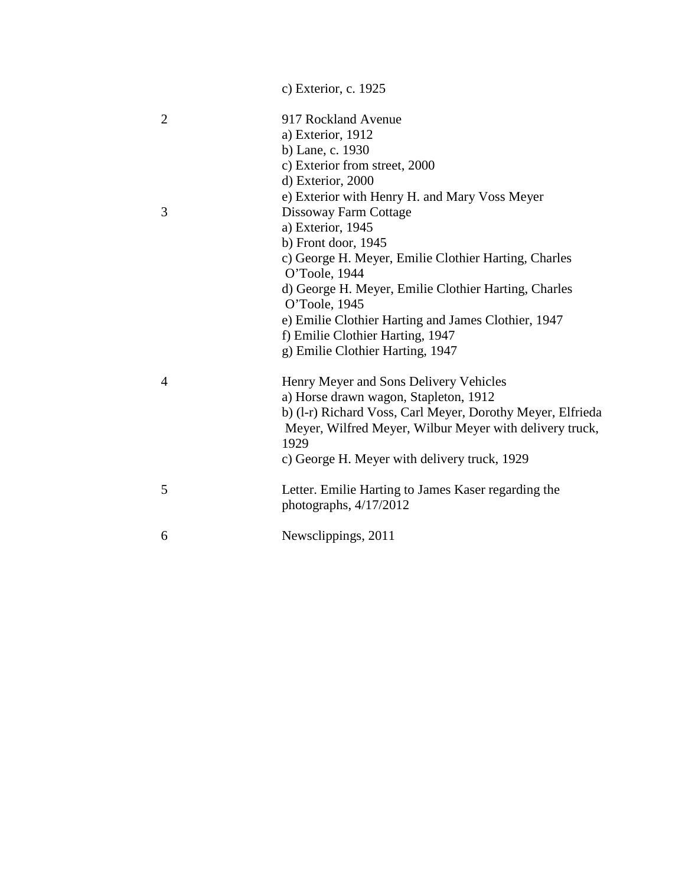| | |
|---|---|
| | c) Exterior, c. 1925 |
| 2 | 917 Rockland Avenue<br>a) Exterior, 1912<br>b) Lane, c. 1930<br>c) Exterior from street, 2000<br>d) Exterior, 2000<br>e) Exterior with Henry H. and Mary Voss Meyer |
| 3 | Dissoway Farm Cottage<br>a) Exterior, 1945<br>b) Front door, 1945<br>c) George H. Meyer, Emilie Clothier Harting, Charles O'Toole, 1944<br>d) George H. Meyer, Emilie Clothier Harting, Charles O'Toole, 1945<br>e) Emilie Clothier Harting and James Clothier, 1947<br>f) Emilie Clothier Harting, 1947<br>g) Emilie Clothier Harting, 1947 |
| 4 | Henry Meyer and Sons Delivery Vehicles<br>a) Horse drawn wagon, Stapleton, 1912<br>b) (l-r) Richard Voss, Carl Meyer, Dorothy Meyer, Elfrieda Meyer, Wilfred Meyer, Wilbur Meyer with delivery truck, 1929<br>c) George H. Meyer with delivery truck, 1929 |
| 5 | Letter. Emilie Harting to James Kaser regarding the photographs, 4/17/2012 |
| 6 | Newsclippings, 2011 |